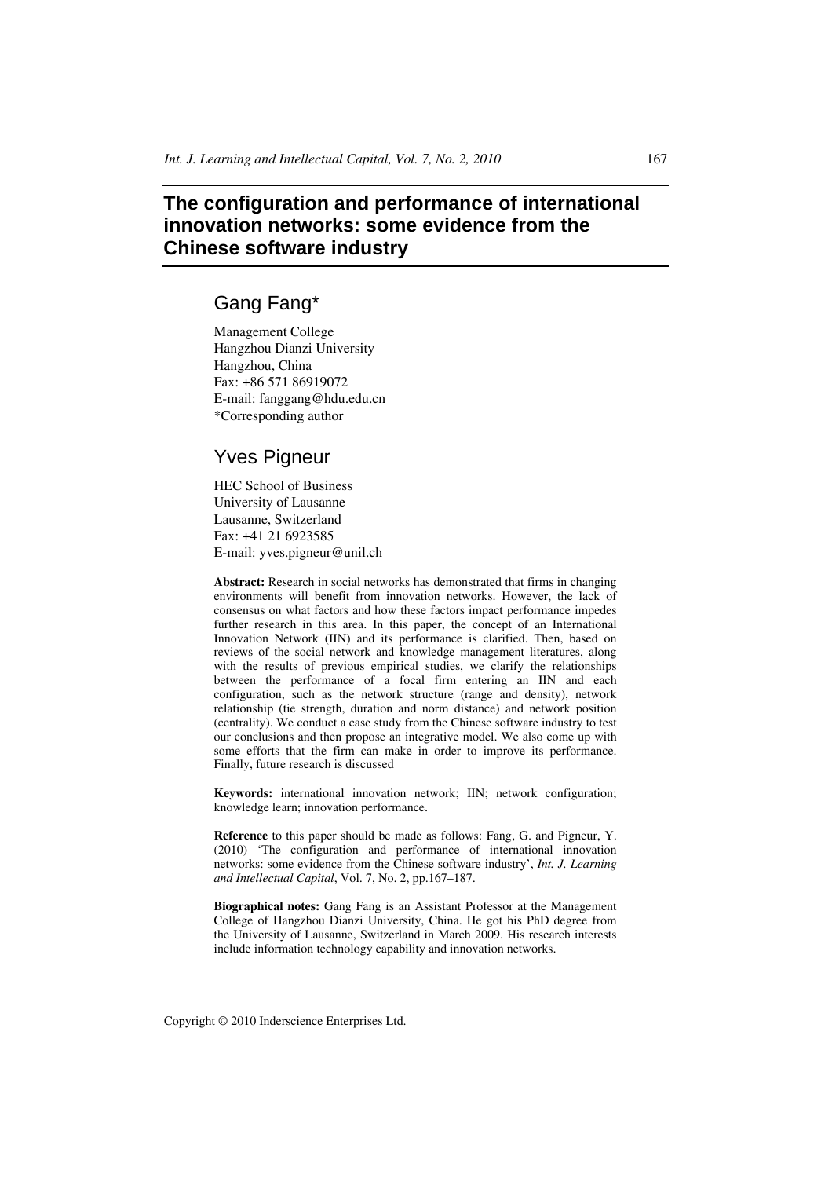# The configuration and performance of international innovation networks: some evidence from the Chinese software industry

## Gang Fang*

Management College
Hangzhou Dianzi University
Hangzhou, China
Fax: +86 571 86919072
E-mail: fanggang@hdu.edu.cn
*Corresponding author

## Yves Pigneur

HEC School of Business
University of Lausanne
Lausanne, Switzerland
Fax: +41 21 6923585
E-mail: yves.pigneur@unil.ch

**Abstract:** Research in social networks has demonstrated that firms in changing environments will benefit from innovation networks. However, the lack of consensus on what factors and how these factors impact performance impedes further research in this area. In this paper, the concept of an International Innovation Network (IIN) and its performance is clarified. Then, based on reviews of the social network and knowledge management literatures, along with the results of previous empirical studies, we clarify the relationships between the performance of a focal firm entering an IIN and each configuration, such as the network structure (range and density), network relationship (tie strength, duration and norm distance) and network position (centrality). We conduct a case study from the Chinese software industry to test our conclusions and then propose an integrative model. We also come up with some efforts that the firm can make in order to improve its performance. Finally, future research is discussed

**Keywords:** international innovation network; IIN; network configuration; knowledge learn; innovation performance.

**Reference** to this paper should be made as follows: Fang, G. and Pigneur, Y. (2010) 'The configuration and performance of international innovation networks: some evidence from the Chinese software industry', *Int. J. Learning and Intellectual Capital*, Vol. 7, No. 2, pp.167–187.

**Biographical notes:** Gang Fang is an Assistant Professor at the Management College of Hangzhou Dianzi University, China. He got his PhD degree from the University of Lausanne, Switzerland in March 2009. His research interests include information technology capability and innovation networks.

Copyright © 2010 Inderscience Enterprises Ltd.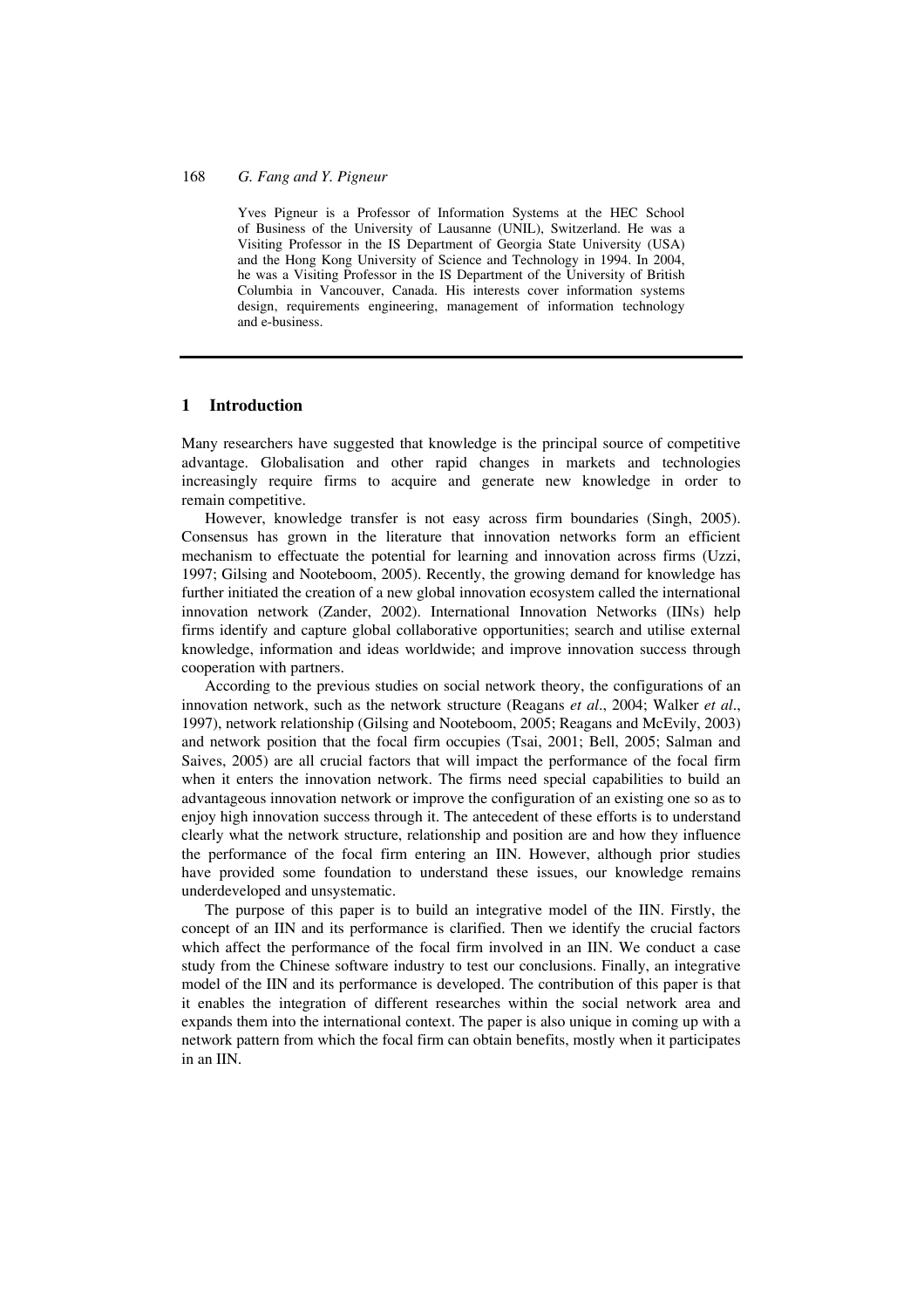Yves Pigneur is a Professor of Information Systems at the HEC School of Business of the University of Lausanne (UNIL), Switzerland. He was a Visiting Professor in the IS Department of Georgia State University (USA) and the Hong Kong University of Science and Technology in 1994. In 2004, he was a Visiting Professor in the IS Department of the University of British Columbia in Vancouver, Canada. His interests cover information systems design, requirements engineering, management of information technology and e-business.

## 1 Introduction

Many researchers have suggested that knowledge is the principal source of competitive advantage. Globalisation and other rapid changes in markets and technologies increasingly require firms to acquire and generate new knowledge in order to remain competitive.

However, knowledge transfer is not easy across firm boundaries (Singh, 2005). Consensus has grown in the literature that innovation networks form an efficient mechanism to effectuate the potential for learning and innovation across firms (Uzzi, 1997; Gilsing and Nooteboom, 2005). Recently, the growing demand for knowledge has further initiated the creation of a new global innovation ecosystem called the international innovation network (Zander, 2002). International Innovation Networks (IINs) help firms identify and capture global collaborative opportunities; search and utilise external knowledge, information and ideas worldwide; and improve innovation success through cooperation with partners.

According to the previous studies on social network theory, the configurations of an innovation network, such as the network structure (Reagans *et al*., 2004; Walker *et al*., 1997), network relationship (Gilsing and Nooteboom, 2005; Reagans and McEvily, 2003) and network position that the focal firm occupies (Tsai, 2001; Bell, 2005; Salman and Saives, 2005) are all crucial factors that will impact the performance of the focal firm when it enters the innovation network. The firms need special capabilities to build an advantageous innovation network or improve the configuration of an existing one so as to enjoy high innovation success through it. The antecedent of these efforts is to understand clearly what the network structure, relationship and position are and how they influence the performance of the focal firm entering an IIN. However, although prior studies have provided some foundation to understand these issues, our knowledge remains underdeveloped and unsystematic.

The purpose of this paper is to build an integrative model of the IIN. Firstly, the concept of an IIN and its performance is clarified. Then we identify the crucial factors which affect the performance of the focal firm involved in an IIN. We conduct a case study from the Chinese software industry to test our conclusions. Finally, an integrative model of the IIN and its performance is developed. The contribution of this paper is that it enables the integration of different researches within the social network area and expands them into the international context. The paper is also unique in coming up with a network pattern from which the focal firm can obtain benefits, mostly when it participates in an IIN.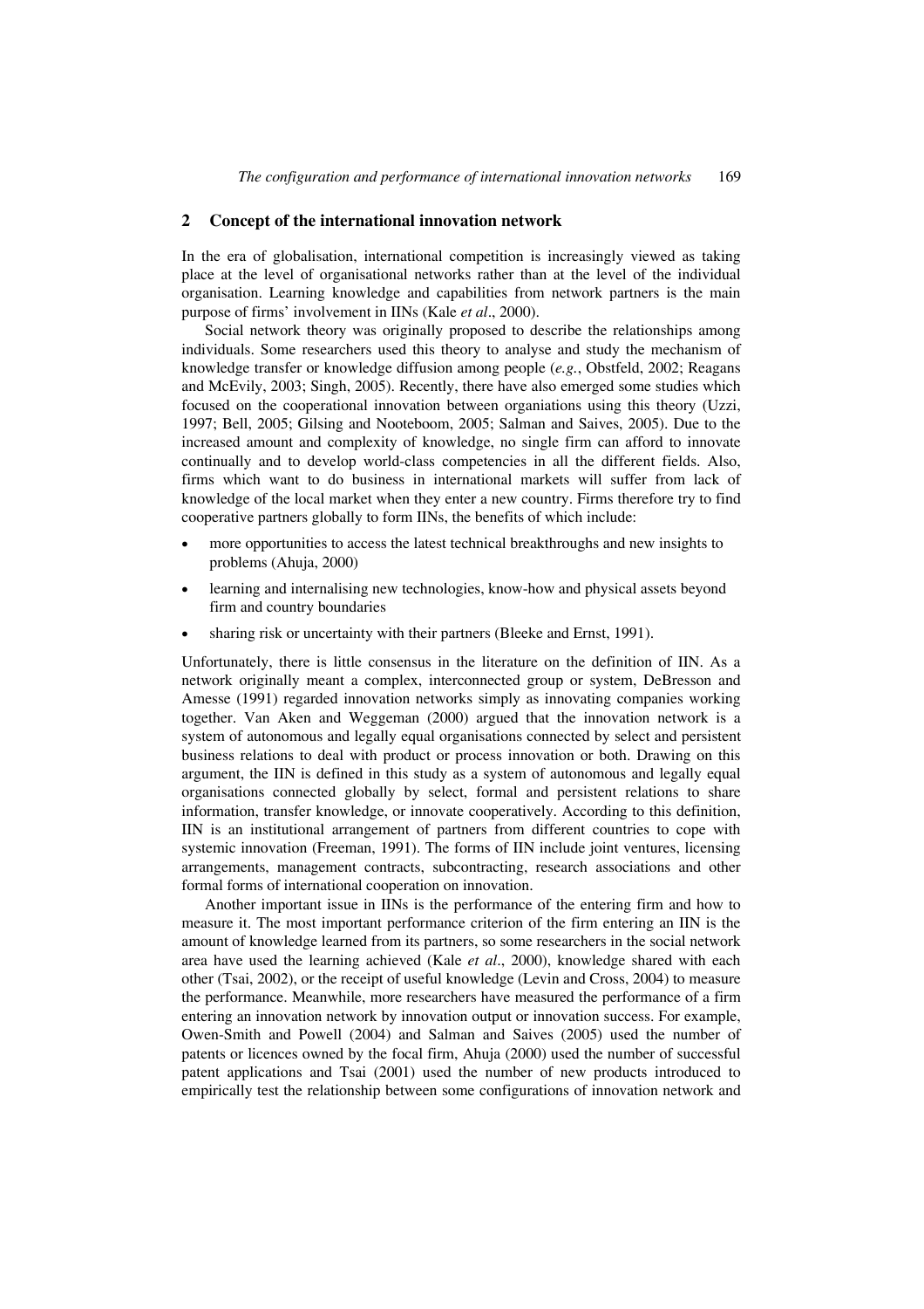## 2 Concept of the international innovation network

In the era of globalisation, international competition is increasingly viewed as taking place at the level of organisational networks rather than at the level of the individual organisation. Learning knowledge and capabilities from network partners is the main purpose of firms' involvement in IINs (Kale *et al*., 2000).

Social network theory was originally proposed to describe the relationships among individuals. Some researchers used this theory to analyse and study the mechanism of knowledge transfer or knowledge diffusion among people (*e.g.*, Obstfeld, 2002; Reagans and McEvily, 2003; Singh, 2005). Recently, there have also emerged some studies which focused on the cooperational innovation between organiations using this theory (Uzzi, 1997; Bell, 2005; Gilsing and Nooteboom, 2005; Salman and Saives, 2005). Due to the increased amount and complexity of knowledge, no single firm can afford to innovate continually and to develop world-class competencies in all the different fields. Also, firms which want to do business in international markets will suffer from lack of knowledge of the local market when they enter a new country. Firms therefore try to find cooperative partners globally to form IINs, the benefits of which include:

- more opportunities to access the latest technical breakthroughs and new insights to problems (Ahuja, 2000)
- learning and internalising new technologies, know-how and physical assets beyond firm and country boundaries
- sharing risk or uncertainty with their partners (Bleeke and Ernst, 1991).

Unfortunately, there is little consensus in the literature on the definition of IIN. As a network originally meant a complex, interconnected group or system, DeBresson and Amesse (1991) regarded innovation networks simply as innovating companies working together. Van Aken and Weggeman (2000) argued that the innovation network is a system of autonomous and legally equal organisations connected by select and persistent business relations to deal with product or process innovation or both. Drawing on this argument, the IIN is defined in this study as a system of autonomous and legally equal organisations connected globally by select, formal and persistent relations to share information, transfer knowledge, or innovate cooperatively. According to this definition, IIN is an institutional arrangement of partners from different countries to cope with systemic innovation (Freeman, 1991). The forms of IIN include joint ventures, licensing arrangements, management contracts, subcontracting, research associations and other formal forms of international cooperation on innovation.

Another important issue in IINs is the performance of the entering firm and how to measure it. The most important performance criterion of the firm entering an IIN is the amount of knowledge learned from its partners, so some researchers in the social network area have used the learning achieved (Kale *et al*., 2000), knowledge shared with each other (Tsai, 2002), or the receipt of useful knowledge (Levin and Cross, 2004) to measure the performance. Meanwhile, more researchers have measured the performance of a firm entering an innovation network by innovation output or innovation success. For example, Owen-Smith and Powell (2004) and Salman and Saives (2005) used the number of patents or licences owned by the focal firm, Ahuja (2000) used the number of successful patent applications and Tsai (2001) used the number of new products introduced to empirically test the relationship between some configurations of innovation network and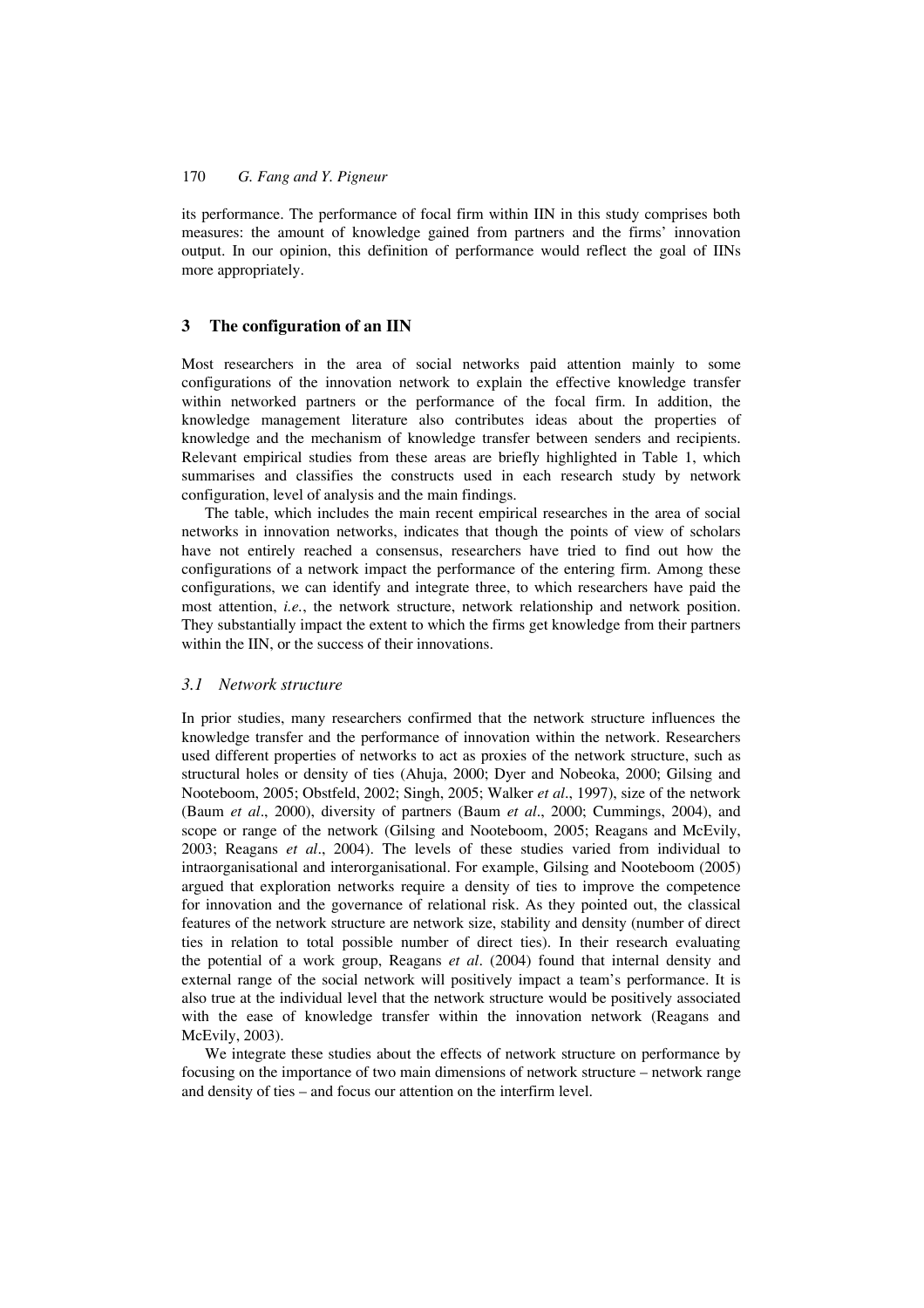its performance. The performance of focal firm within IIN in this study comprises both measures: the amount of knowledge gained from partners and the firms' innovation output. In our opinion, this definition of performance would reflect the goal of IINs more appropriately.

## 3 The configuration of an IIN

Most researchers in the area of social networks paid attention mainly to some configurations of the innovation network to explain the effective knowledge transfer within networked partners or the performance of the focal firm. In addition, the knowledge management literature also contributes ideas about the properties of knowledge and the mechanism of knowledge transfer between senders and recipients. Relevant empirical studies from these areas are briefly highlighted in Table 1, which summarises and classifies the constructs used in each research study by network configuration, level of analysis and the main findings.

The table, which includes the main recent empirical researches in the area of social networks in innovation networks, indicates that though the points of view of scholars have not entirely reached a consensus, researchers have tried to find out how the configurations of a network impact the performance of the entering firm. Among these configurations, we can identify and integrate three, to which researchers have paid the most attention, *i.e.*, the network structure, network relationship and network position. They substantially impact the extent to which the firms get knowledge from their partners within the IIN, or the success of their innovations.

### *3.1 Network structure*

In prior studies, many researchers confirmed that the network structure influences the knowledge transfer and the performance of innovation within the network. Researchers used different properties of networks to act as proxies of the network structure, such as structural holes or density of ties (Ahuja, 2000; Dyer and Nobeoka, 2000; Gilsing and Nooteboom, 2005; Obstfeld, 2002; Singh, 2005; Walker *et al*., 1997), size of the network (Baum *et al*., 2000), diversity of partners (Baum *et al*., 2000; Cummings, 2004), and scope or range of the network (Gilsing and Nooteboom, 2005; Reagans and McEvily, 2003; Reagans *et al*., 2004). The levels of these studies varied from individual to intraorganisational and interorganisational. For example, Gilsing and Nooteboom (2005) argued that exploration networks require a density of ties to improve the competence for innovation and the governance of relational risk. As they pointed out, the classical features of the network structure are network size, stability and density (number of direct ties in relation to total possible number of direct ties). In their research evaluating the potential of a work group, Reagans *et al*. (2004) found that internal density and external range of the social network will positively impact a team's performance. It is also true at the individual level that the network structure would be positively associated with the ease of knowledge transfer within the innovation network (Reagans and McEvily, 2003).

We integrate these studies about the effects of network structure on performance by focusing on the importance of two main dimensions of network structure – network range and density of ties – and focus our attention on the interfirm level.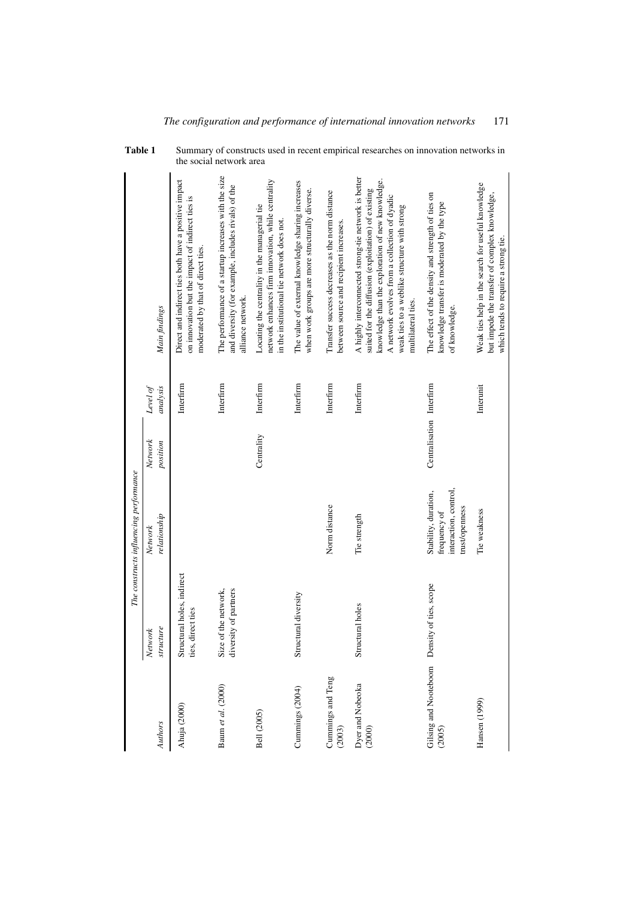**Table 1** Summary of constructs used in recent empirical researches on innovation networks in the social network area

| *Authors* | *The constructs influencing performance* | | | *Level of analysis* | *Main findings* |
|---|---|---|---|---|---|
| | *Network structure* | *Network relationship* | *Network position* | | |
| Ahuja (2000) | Structural holes, indirect ties, direct ties | | | Interfirm | Direct and indirect ties both have a positive impact on innovation but the impact of indirect ties is moderated by that of direct ties. |
| Baum *et al.* (2000) | Size of the network, diversity of partners | | | Interfirm | The performance of a startup increases with the size and diversity (for example, includes rivals) of the alliance network. |
| Bell (2005) | | | Centrality | Interfirm | Locating the centrality in the managerial tie network enhances firm innovation, while centrality in the institutional tie network does not. |
| Cummings (2004) | Structural diversity | | | Interfirm | The value of external knowledge sharing increases when work groups are more structurally diverse. |
| Cummings and Teng (2003) | | Norm distance | | Interfirm | Transfer success decreases as the norm distance between source and recipient increases. |
| Dyer and Nobeoka (2000) | Structural holes | Tie strength | | Interfirm | A highly interconnected strong-tie network is better suited for the diffusion (exploitation) of existing knowledge than the exploration of new knowledge. A network evolves from a collection of dyadic weak ties to a weblike structure with strong multilateral ties. |
| Gilsing and Nooteboom (2005) | Density of ties, scope | Stability, duration, frequency of interaction, control, trust/openness | Centralisation | Interfirm | The effect of the density and strength of ties on knowledge transfer is moderated by the type of knowledge. |
| Hansen (1999) | | Tie weakness | | Interunit | Weak ties help in the search for useful knowledge but impede the transfer of complex knowledge, which tends to require a strong tie. |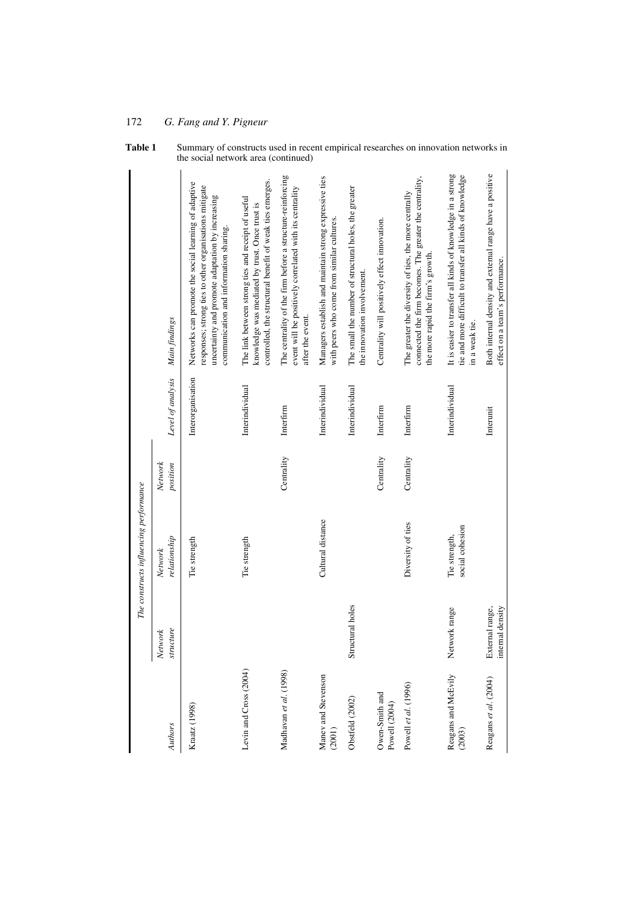**Table 1** Summary of constructs used in recent empirical researches on innovation networks in the social network area (continued)

| Authors | The constructs influencing performance | | | Level of analysis | Main findings |
|---|---|---|---|---|---|
| | *Network structure* | *Network relationship* | *Network position* | | |
| Kraatz (1998) | | Tie strength | | Interorganisation | Networks can promote the social learning of adaptive responses; strong ties to other organisations mitigate uncertainty and promote adaptation by increasing communication and information sharing. |
| Levin and Cross (2004) | | Tie strength | | Interindividual | The link between strong ties and receipt of useful knowledge was mediated by trust. Once trust is controlled, the structural benefit of weak ties emerges. |
| Madhavan *et al.* (1998) | | | Centrality | Interfirm | The centrality of the firm before a structure-reinforcing event will be positively correlated with its centrality after the event. |
| Manev and Stevenson (2001) | | Cultural distance | | Interindividual | Managers establish and maintain strong expressive ties with peers who come from similar cultures. |
| Obstfeld (2002) | Structural holes | | | Interindividual | The small the number of structural holes, the greater the innovation involvement. |
| Owen-Smith and Powell (2004) | | | Centrality | Interfirm | Centrality will positively effect innovation. |
| Powell *et al.* (1996) | | Diversity of ties | Centrality | Interfirm | The greater the diversity of ties, the more centrally connected the firm becomes. The greater the centrality, the more rapid the firm's growth. |
| Reagans and McEvily (2003) | Network range | Tie strength, social cohesion | | Interindividual | It is easier to transfer all kinds of knowledge in a strong tie and more difficult to transfer all kinds of knowledge in a weak tie. |
| Reagans *et al.* (2004) | External range, internal density | | | Interunit | Both internal density and external range have a positive effect on a team's performance. |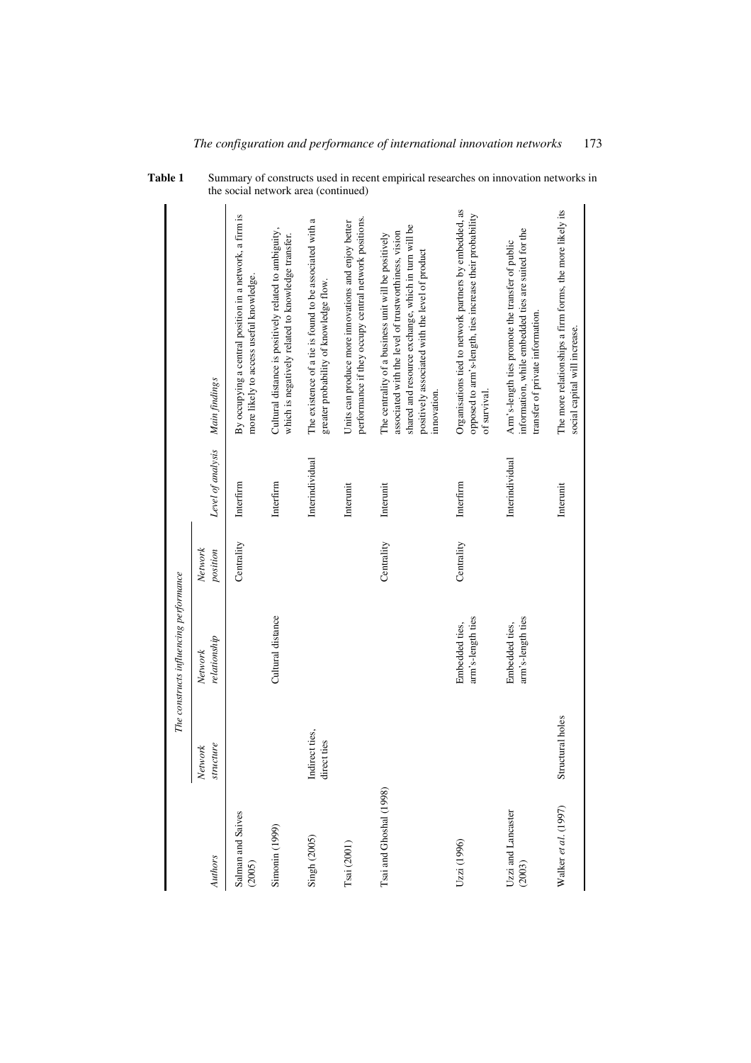**Table 1** Summary of constructs used in recent empirical researches on innovation networks in the social network area (continued)

| Authors | The constructs influencing performance | | | Level of analysis | Main findings |
|---|---|---|---|---|---|
| | Network structure | Network relationship | Network position | | |
| Salman and Saives (2005) | | | Centrality | Interfirm | By occupying a central position in a network, a firm is more likely to access useful knowledge. |
| Simonin (1999) | | Cultural distance | | Interfirm | Cultural distance is positively related to ambiguity, which is negatively related to knowledge transfer. |
| Singh (2005) | Indirect ties, direct ties | | | Interindividual | The existence of a tie is found to be associated with a greater probability of knowledge flow. |
| Tsai (2001) | | | | Interunit | Units can produce more innovations and enjoy better performance if they occupy central network positions. |
| Tsai and Ghoshal (1998) | | | Centrality | Interunit | The centrality of a business unit will be positively associated with the level of trustworthiness, vision shared and resource exchange, which in turn will be positively associated with the level of product innovation. |
| Uzzi (1996) | | Embedded ties, arm's-length ties | Centrality | Interfirm | Organisations tied to network partners by embedded, as opposed to arm's-length, ties increase their probability of survival. |
| Uzzi and Lancaster (2003) | | Embedded ties, arm's-length ties | | Interindividual | Arm's-length ties promote the transfer of public information, while embedded ties are suited for the transfer of private information. |
| Walker *et al.* (1997) | Structural holes | | | Interunit | The more relationships a firm forms, the more likely its social capital will increase. |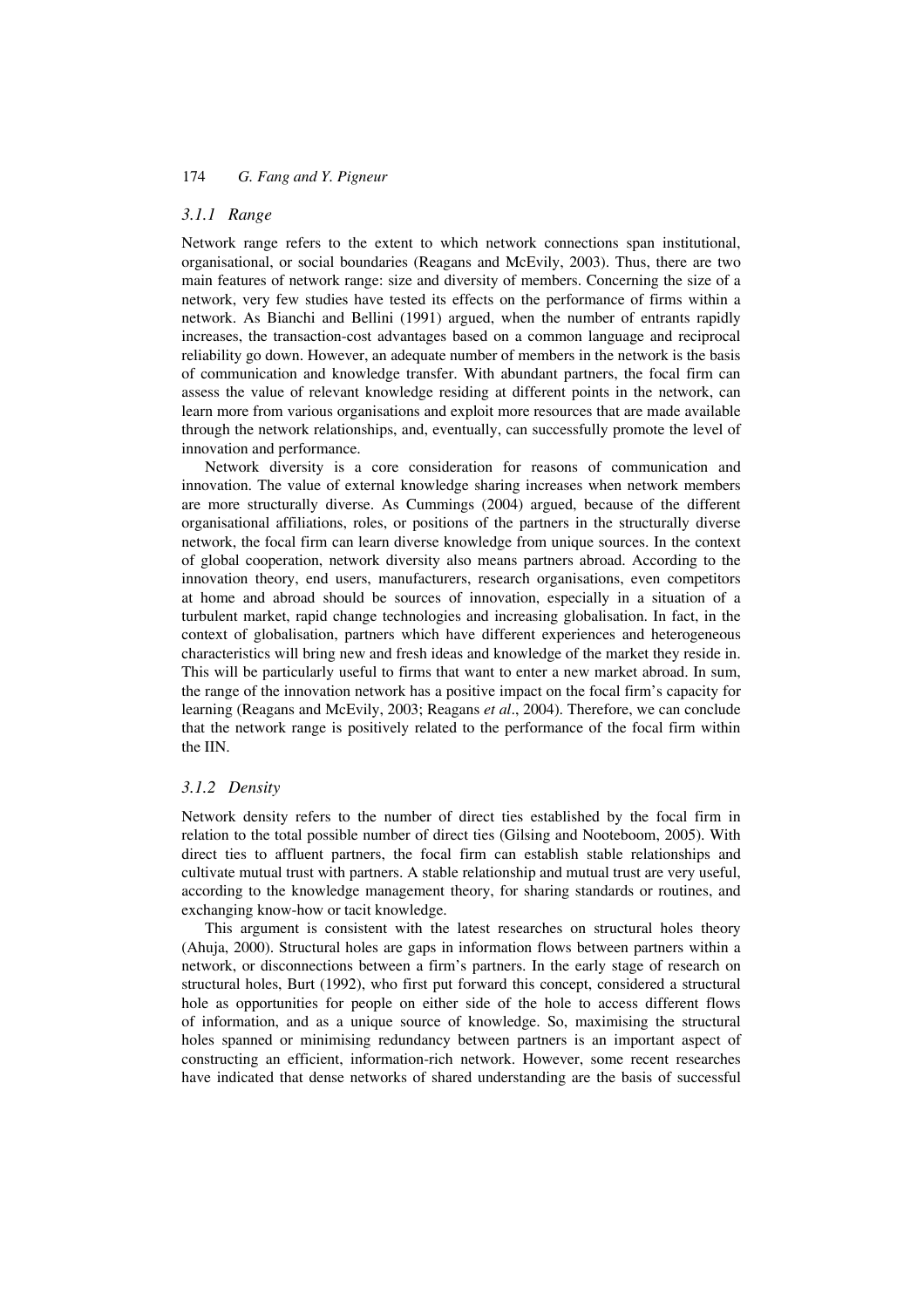### 3.1.1 Range

Network range refers to the extent to which network connections span institutional, organisational, or social boundaries (Reagans and McEvily, 2003). Thus, there are two main features of network range: size and diversity of members. Concerning the size of a network, very few studies have tested its effects on the performance of firms within a network. As Bianchi and Bellini (1991) argued, when the number of entrants rapidly increases, the transaction-cost advantages based on a common language and reciprocal reliability go down. However, an adequate number of members in the network is the basis of communication and knowledge transfer. With abundant partners, the focal firm can assess the value of relevant knowledge residing at different points in the network, can learn more from various organisations and exploit more resources that are made available through the network relationships, and, eventually, can successfully promote the level of innovation and performance.

Network diversity is a core consideration for reasons of communication and innovation. The value of external knowledge sharing increases when network members are more structurally diverse. As Cummings (2004) argued, because of the different organisational affiliations, roles, or positions of the partners in the structurally diverse network, the focal firm can learn diverse knowledge from unique sources. In the context of global cooperation, network diversity also means partners abroad. According to the innovation theory, end users, manufacturers, research organisations, even competitors at home and abroad should be sources of innovation, especially in a situation of a turbulent market, rapid change technologies and increasing globalisation. In fact, in the context of globalisation, partners which have different experiences and heterogeneous characteristics will bring new and fresh ideas and knowledge of the market they reside in. This will be particularly useful to firms that want to enter a new market abroad. In sum, the range of the innovation network has a positive impact on the focal firm's capacity for learning (Reagans and McEvily, 2003; Reagans *et al*., 2004). Therefore, we can conclude that the network range is positively related to the performance of the focal firm within the IIN.

### 3.1.2 Density

Network density refers to the number of direct ties established by the focal firm in relation to the total possible number of direct ties (Gilsing and Nooteboom, 2005). With direct ties to affluent partners, the focal firm can establish stable relationships and cultivate mutual trust with partners. A stable relationship and mutual trust are very useful, according to the knowledge management theory, for sharing standards or routines, and exchanging know-how or tacit knowledge.

This argument is consistent with the latest researches on structural holes theory (Ahuja, 2000). Structural holes are gaps in information flows between partners within a network, or disconnections between a firm's partners. In the early stage of research on structural holes, Burt (1992), who first put forward this concept, considered a structural hole as opportunities for people on either side of the hole to access different flows of information, and as a unique source of knowledge. So, maximising the structural holes spanned or minimising redundancy between partners is an important aspect of constructing an efficient, information-rich network. However, some recent researches have indicated that dense networks of shared understanding are the basis of successful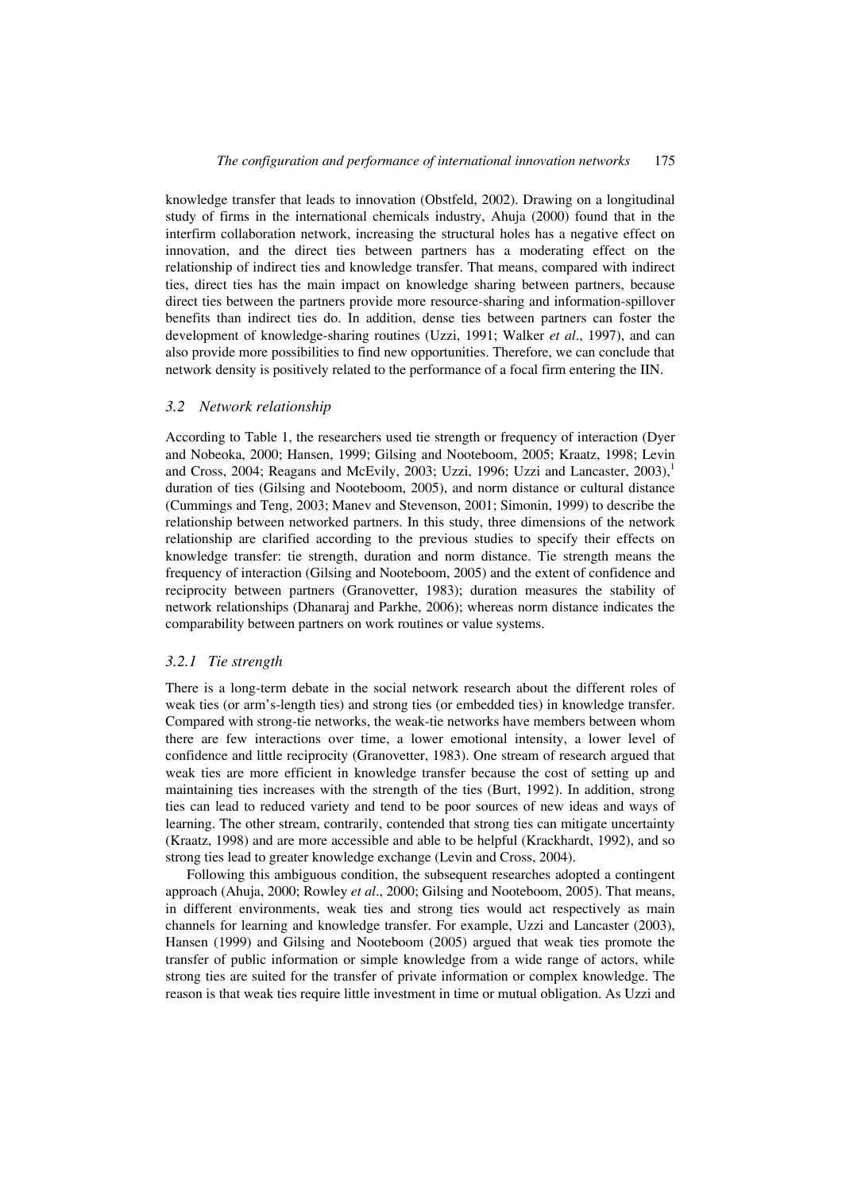knowledge transfer that leads to innovation (Obstfeld, 2002). Drawing on a longitudinal study of firms in the international chemicals industry, Ahuja (2000) found that in the interfirm collaboration network, increasing the structural holes has a negative effect on innovation, and the direct ties between partners has a moderating effect on the relationship of indirect ties and knowledge transfer. That means, compared with indirect ties, direct ties has the main impact on knowledge sharing between partners, because direct ties between the partners provide more resource-sharing and information-spillover benefits than indirect ties do. In addition, dense ties between partners can foster the development of knowledge-sharing routines (Uzzi, 1991; Walker *et al*., 1997), and can also provide more possibilities to find new opportunities. Therefore, we can conclude that network density is positively related to the performance of a focal firm entering the IIN.

### *3.2 Network relationship*

According to Table 1, the researchers used tie strength or frequency of interaction (Dyer and Nobeoka, 2000; Hansen, 1999; Gilsing and Nooteboom, 2005; Kraatz, 1998; Levin and Cross, 2004; Reagans and McEvily, 2003; Uzzi, 1996; Uzzi and Lancaster, 2003),[1] duration of ties (Gilsing and Nooteboom, 2005), and norm distance or cultural distance (Cummings and Teng, 2003; Manev and Stevenson, 2001; Simonin, 1999) to describe the relationship between networked partners. In this study, three dimensions of the network relationship are clarified according to the previous studies to specify their effects on knowledge transfer: tie strength, duration and norm distance. Tie strength means the frequency of interaction (Gilsing and Nooteboom, 2005) and the extent of confidence and reciprocity between partners (Granovetter, 1983); duration measures the stability of network relationships (Dhanaraj and Parkhe, 2006); whereas norm distance indicates the comparability between partners on work routines or value systems.

#### *3.2.1 Tie strength*

There is a long-term debate in the social network research about the different roles of weak ties (or arm's-length ties) and strong ties (or embedded ties) in knowledge transfer. Compared with strong-tie networks, the weak-tie networks have members between whom there are few interactions over time, a lower emotional intensity, a lower level of confidence and little reciprocity (Granovetter, 1983). One stream of research argued that weak ties are more efficient in knowledge transfer because the cost of setting up and maintaining ties increases with the strength of the ties (Burt, 1992). In addition, strong ties can lead to reduced variety and tend to be poor sources of new ideas and ways of learning. The other stream, contrarily, contended that strong ties can mitigate uncertainty (Kraatz, 1998) and are more accessible and able to be helpful (Krackhardt, 1992), and so strong ties lead to greater knowledge exchange (Levin and Cross, 2004).

Following this ambiguous condition, the subsequent researches adopted a contingent approach (Ahuja, 2000; Rowley *et al*., 2000; Gilsing and Nooteboom, 2005). That means, in different environments, weak ties and strong ties would act respectively as main channels for learning and knowledge transfer. For example, Uzzi and Lancaster (2003), Hansen (1999) and Gilsing and Nooteboom (2005) argued that weak ties promote the transfer of public information or simple knowledge from a wide range of actors, while strong ties are suited for the transfer of private information or complex knowledge. The reason is that weak ties require little investment in time or mutual obligation. As Uzzi and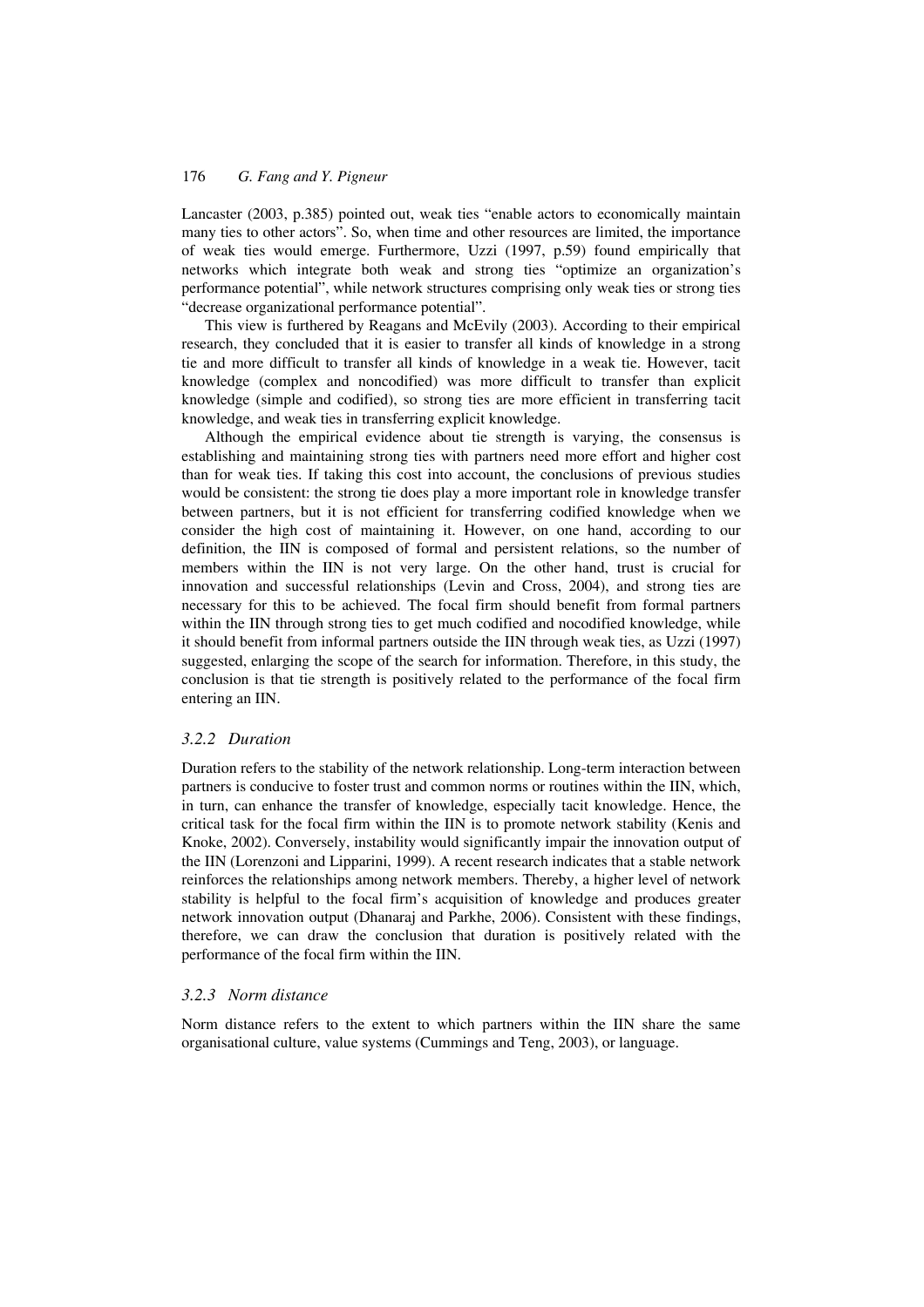Lancaster (2003, p.385) pointed out, weak ties "enable actors to economically maintain many ties to other actors". So, when time and other resources are limited, the importance of weak ties would emerge. Furthermore, Uzzi (1997, p.59) found empirically that networks which integrate both weak and strong ties "optimize an organization's performance potential", while network structures comprising only weak ties or strong ties "decrease organizational performance potential".

This view is furthered by Reagans and McEvily (2003). According to their empirical research, they concluded that it is easier to transfer all kinds of knowledge in a strong tie and more difficult to transfer all kinds of knowledge in a weak tie. However, tacit knowledge (complex and noncodified) was more difficult to transfer than explicit knowledge (simple and codified), so strong ties are more efficient in transferring tacit knowledge, and weak ties in transferring explicit knowledge.

Although the empirical evidence about tie strength is varying, the consensus is establishing and maintaining strong ties with partners need more effort and higher cost than for weak ties. If taking this cost into account, the conclusions of previous studies would be consistent: the strong tie does play a more important role in knowledge transfer between partners, but it is not efficient for transferring codified knowledge when we consider the high cost of maintaining it. However, on one hand, according to our definition, the IIN is composed of formal and persistent relations, so the number of members within the IIN is not very large. On the other hand, trust is crucial for innovation and successful relationships (Levin and Cross, 2004), and strong ties are necessary for this to be achieved. The focal firm should benefit from formal partners within the IIN through strong ties to get much codified and nocodified knowledge, while it should benefit from informal partners outside the IIN through weak ties, as Uzzi (1997) suggested, enlarging the scope of the search for information. Therefore, in this study, the conclusion is that tie strength is positively related to the performance of the focal firm entering an IIN.

### 3.2.2 Duration

Duration refers to the stability of the network relationship. Long-term interaction between partners is conducive to foster trust and common norms or routines within the IIN, which, in turn, can enhance the transfer of knowledge, especially tacit knowledge. Hence, the critical task for the focal firm within the IIN is to promote network stability (Kenis and Knoke, 2002). Conversely, instability would significantly impair the innovation output of the IIN (Lorenzoni and Lipparini, 1999). A recent research indicates that a stable network reinforces the relationships among network members. Thereby, a higher level of network stability is helpful to the focal firm's acquisition of knowledge and produces greater network innovation output (Dhanaraj and Parkhe, 2006). Consistent with these findings, therefore, we can draw the conclusion that duration is positively related with the performance of the focal firm within the IIN.

### 3.2.3 Norm distance

Norm distance refers to the extent to which partners within the IIN share the same organisational culture, value systems (Cummings and Teng, 2003), or language.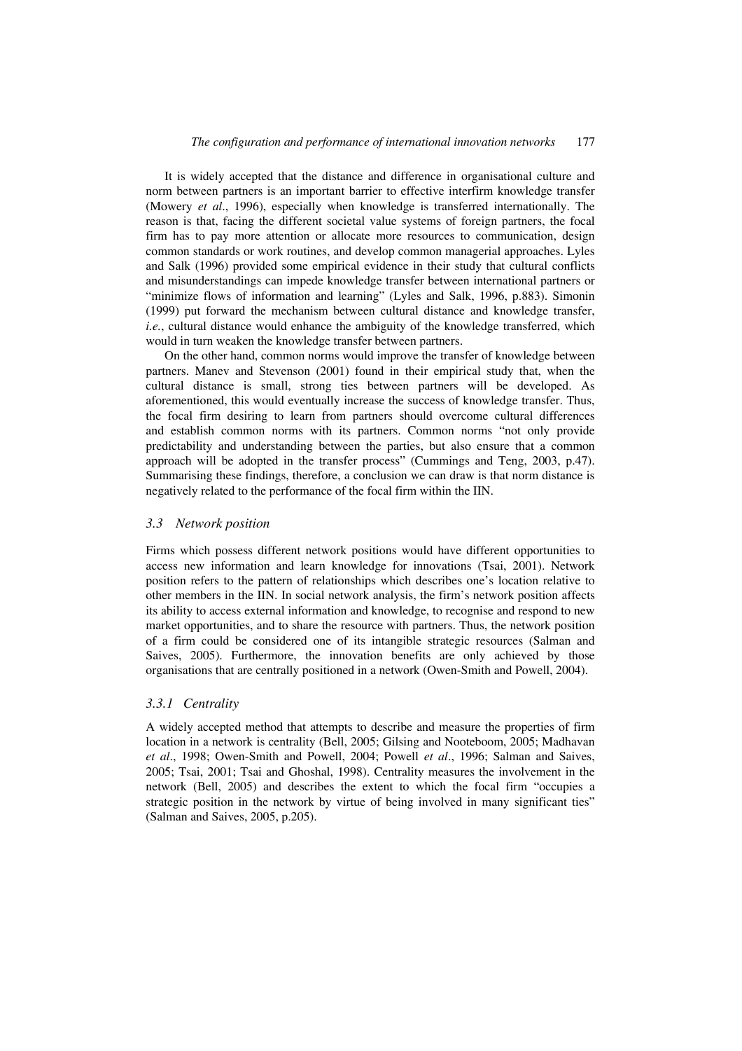It is widely accepted that the distance and difference in organisational culture and norm between partners is an important barrier to effective interfirm knowledge transfer (Mowery *et al*., 1996), especially when knowledge is transferred internationally. The reason is that, facing the different societal value systems of foreign partners, the focal firm has to pay more attention or allocate more resources to communication, design common standards or work routines, and develop common managerial approaches. Lyles and Salk (1996) provided some empirical evidence in their study that cultural conflicts and misunderstandings can impede knowledge transfer between international partners or "minimize flows of information and learning" (Lyles and Salk, 1996, p.883). Simonin (1999) put forward the mechanism between cultural distance and knowledge transfer, *i.e.*, cultural distance would enhance the ambiguity of the knowledge transferred, which would in turn weaken the knowledge transfer between partners.

On the other hand, common norms would improve the transfer of knowledge between partners. Manev and Stevenson (2001) found in their empirical study that, when the cultural distance is small, strong ties between partners will be developed. As aforementioned, this would eventually increase the success of knowledge transfer. Thus, the focal firm desiring to learn from partners should overcome cultural differences and establish common norms with its partners. Common norms "not only provide predictability and understanding between the parties, but also ensure that a common approach will be adopted in the transfer process" (Cummings and Teng, 2003, p.47). Summarising these findings, therefore, a conclusion we can draw is that norm distance is negatively related to the performance of the focal firm within the IIN.

### 3.3 Network position

Firms which possess different network positions would have different opportunities to access new information and learn knowledge for innovations (Tsai, 2001). Network position refers to the pattern of relationships which describes one's location relative to other members in the IIN. In social network analysis, the firm's network position affects its ability to access external information and knowledge, to recognise and respond to new market opportunities, and to share the resource with partners. Thus, the network position of a firm could be considered one of its intangible strategic resources (Salman and Saives, 2005). Furthermore, the innovation benefits are only achieved by those organisations that are centrally positioned in a network (Owen-Smith and Powell, 2004).

#### 3.3.1 Centrality

A widely accepted method that attempts to describe and measure the properties of firm location in a network is centrality (Bell, 2005; Gilsing and Nooteboom, 2005; Madhavan *et al*., 1998; Owen-Smith and Powell, 2004; Powell *et al*., 1996; Salman and Saives, 2005; Tsai, 2001; Tsai and Ghoshal, 1998). Centrality measures the involvement in the network (Bell, 2005) and describes the extent to which the focal firm "occupies a strategic position in the network by virtue of being involved in many significant ties" (Salman and Saives, 2005, p.205).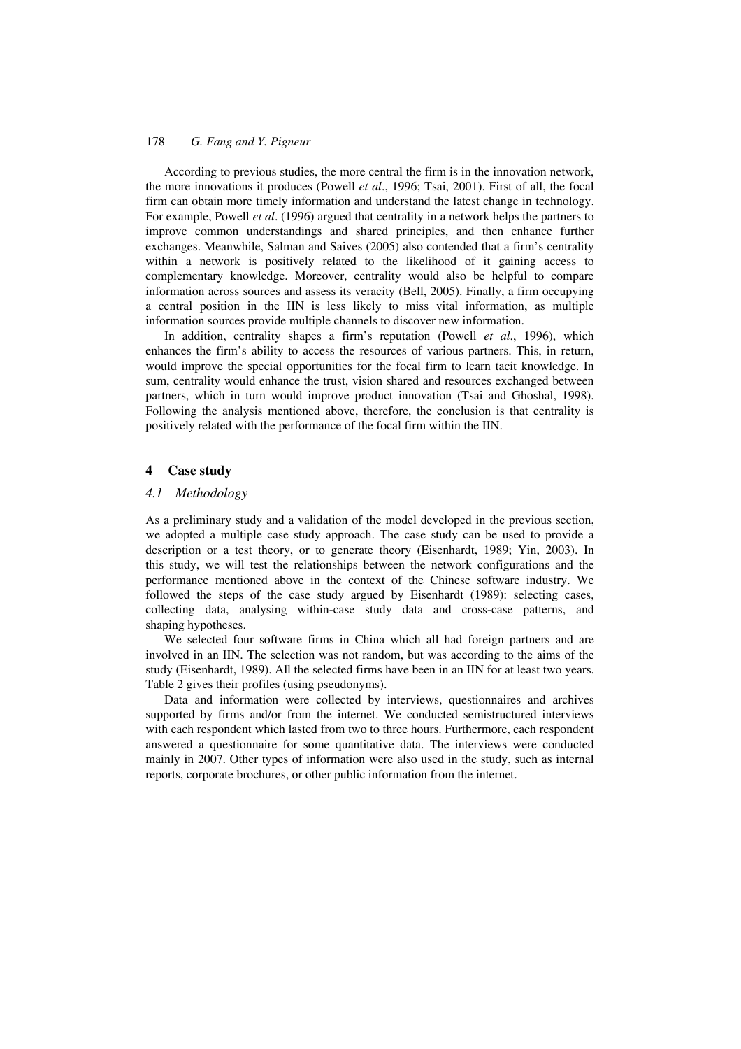According to previous studies, the more central the firm is in the innovation network, the more innovations it produces (Powell *et al*., 1996; Tsai, 2001). First of all, the focal firm can obtain more timely information and understand the latest change in technology. For example, Powell *et al*. (1996) argued that centrality in a network helps the partners to improve common understandings and shared principles, and then enhance further exchanges. Meanwhile, Salman and Saives (2005) also contended that a firm's centrality within a network is positively related to the likelihood of it gaining access to complementary knowledge. Moreover, centrality would also be helpful to compare information across sources and assess its veracity (Bell, 2005). Finally, a firm occupying a central position in the IIN is less likely to miss vital information, as multiple information sources provide multiple channels to discover new information.

In addition, centrality shapes a firm's reputation (Powell *et al*., 1996), which enhances the firm's ability to access the resources of various partners. This, in return, would improve the special opportunities for the focal firm to learn tacit knowledge. In sum, centrality would enhance the trust, vision shared and resources exchanged between partners, which in turn would improve product innovation (Tsai and Ghoshal, 1998). Following the analysis mentioned above, therefore, the conclusion is that centrality is positively related with the performance of the focal firm within the IIN.

## 4 Case study

### *4.1 Methodology*

As a preliminary study and a validation of the model developed in the previous section, we adopted a multiple case study approach. The case study can be used to provide a description or a test theory, or to generate theory (Eisenhardt, 1989; Yin, 2003). In this study, we will test the relationships between the network configurations and the performance mentioned above in the context of the Chinese software industry. We followed the steps of the case study argued by Eisenhardt (1989): selecting cases, collecting data, analysing within-case study data and cross-case patterns, and shaping hypotheses.

We selected four software firms in China which all had foreign partners and are involved in an IIN. The selection was not random, but was according to the aims of the study (Eisenhardt, 1989). All the selected firms have been in an IIN for at least two years. Table 2 gives their profiles (using pseudonyms).

Data and information were collected by interviews, questionnaires and archives supported by firms and/or from the internet. We conducted semistructured interviews with each respondent which lasted from two to three hours. Furthermore, each respondent answered a questionnaire for some quantitative data. The interviews were conducted mainly in 2007. Other types of information were also used in the study, such as internal reports, corporate brochures, or other public information from the internet.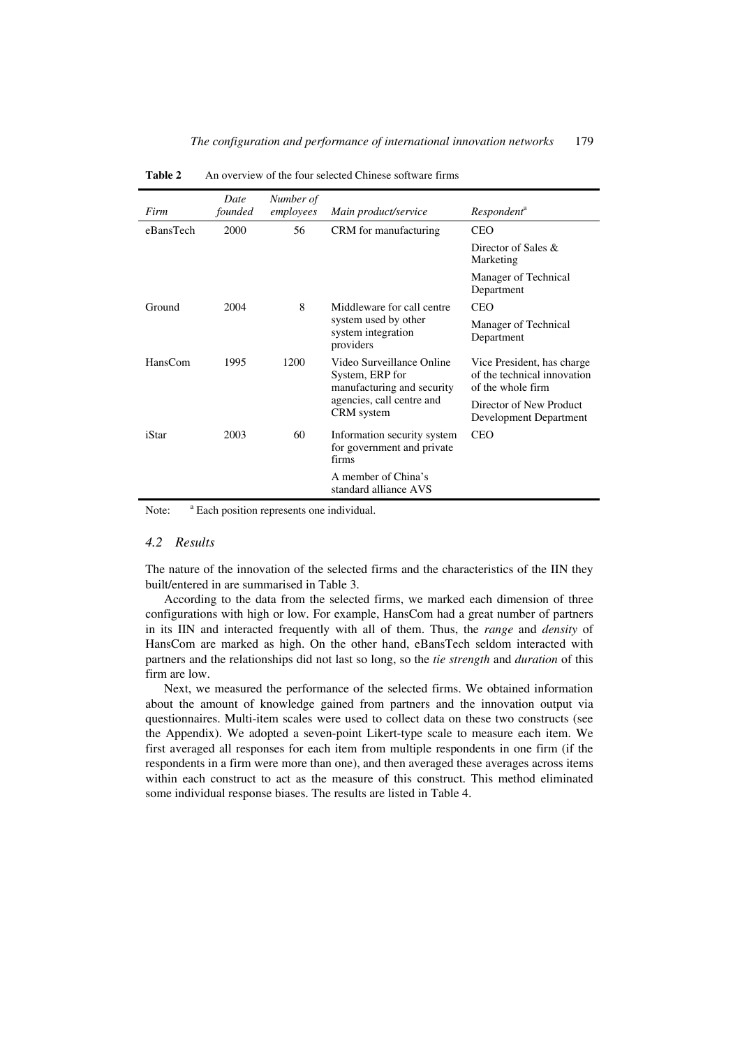**Table 2** An overview of the four selected Chinese software firms

| *Firm* | *Date founded* | *Number of employees* | *Main product/service* | *Respondent*[a] |
|---|---|---|---|---|
| eBansTech | 2000 | 56 | CRM for manufacturing | CEO |
| | | | | Director of Sales & Marketing |
| | | | | Manager of Technical Department |
| Ground | 2004 | 8 | Middleware for call centre system used by other system integration providers | CEO |
| | | | | Manager of Technical Department |
| HansCom | 1995 | 1200 | Video Surveillance Online System, ERP for manufacturing and security agencies, call centre and CRM system | Vice President, has charge of the technical innovation of the whole firm |
| | | | | Director of New Product Development Department |
| iStar | 2003 | 60 | Information security system for government and private firms | CEO |
| | | | A member of China's standard alliance AVS | |

Note: [a] Each position represents one individual.

### *4.2 Results*

The nature of the innovation of the selected firms and the characteristics of the IIN they built/entered in are summarised in Table 3.

According to the data from the selected firms, we marked each dimension of three configurations with high or low. For example, HansCom had a great number of partners in its IIN and interacted frequently with all of them. Thus, the *range* and *density* of HansCom are marked as high. On the other hand, eBansTech seldom interacted with partners and the relationships did not last so long, so the *tie strength* and *duration* of this firm are low.

Next, we measured the performance of the selected firms. We obtained information about the amount of knowledge gained from partners and the innovation output via questionnaires. Multi-item scales were used to collect data on these two constructs (see the Appendix). We adopted a seven-point Likert-type scale to measure each item. We first averaged all responses for each item from multiple respondents in one firm (if the respondents in a firm were more than one), and then averaged these averages across items within each construct to act as the measure of this construct. This method eliminated some individual response biases. The results are listed in Table 4.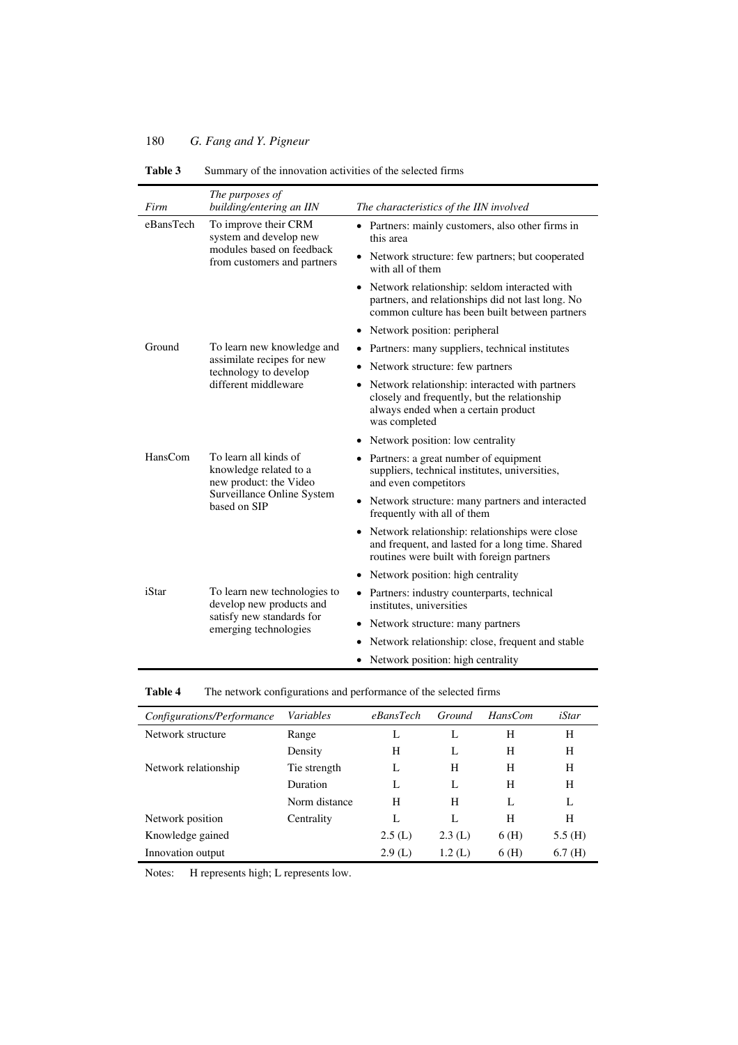**Table 3** Summary of the innovation activities of the selected firms

| *Firm* | *The purposes of building/entering an IIN* | *The characteristics of the IIN involved* |
|---|---|---|
| eBansTech | To improve their CRM system and develop new modules based on feedback from customers and partners | • Partners: mainly customers, also other firms in this area<br>• Network structure: few partners; but cooperated with all of them<br>• Network relationship: seldom interacted with partners, and relationships did not last long. No common culture has been built between partners<br>• Network position: peripheral |
| Ground | To learn new knowledge and assimilate recipes for new technology to develop different middleware | • Partners: many suppliers, technical institutes<br>• Network structure: few partners<br>• Network relationship: interacted with partners closely and frequently, but the relationship always ended when a certain product was completed<br>• Network position: low centrality |
| HansCom | To learn all kinds of knowledge related to a new product: the Video Surveillance Online System based on SIP | • Partners: a great number of equipment suppliers, technical institutes, universities, and even competitors<br>• Network structure: many partners and interacted frequently with all of them<br>• Network relationship: relationships were close and frequent, and lasted for a long time. Shared routines were built with foreign partners<br>• Network position: high centrality |
| iStar | To learn new technologies to develop new products and satisfy new standards for emerging technologies | • Partners: industry counterparts, technical institutes, universities<br>• Network structure: many partners<br>• Network relationship: close, frequent and stable<br>• Network position: high centrality |

**Table 4** The network configurations and performance of the selected firms

| *Configurations/Performance* | *Variables* | *eBansTech* | *Ground* | *HansCom* | *iStar* |
|---|---|---|---|---|---|
| Network structure | Range | L | L | H | H |
| | Density | H | L | H | H |
| Network relationship | Tie strength | L | H | H | H |
| | Duration | L | L | H | H |
| | Norm distance | H | H | L | L |
| Network position | Centrality | L | L | H | H |
| Knowledge gained | | 2.5 (L) | 2.3 (L) | 6 (H) | 5.5 (H) |
| Innovation output | | 2.9 (L) | 1.2 (L) | 6 (H) | 6.7 (H) |

Notes: H represents high; L represents low.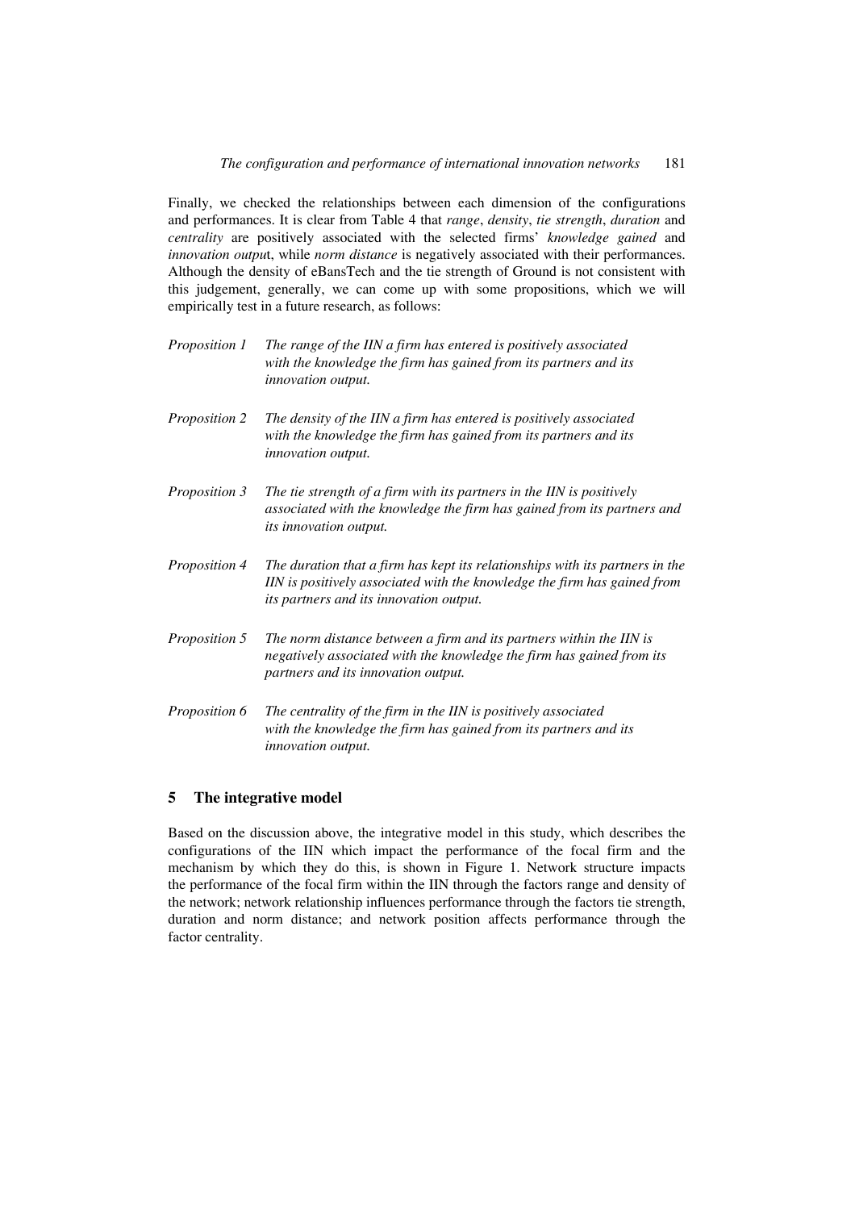Finally, we checked the relationships between each dimension of the configurations and performances. It is clear from Table 4 that *range*, *density*, *tie strength*, *duration* and *centrality* are positively associated with the selected firms' *knowledge gained* and *innovation outpu*t, while *norm distance* is negatively associated with their performances. Although the density of eBansTech and the tie strength of Ground is not consistent with this judgement, generally, we can come up with some propositions, which we will empirically test in a future research, as follows:

*Proposition 1* *The range of the IIN a firm has entered is positively associated with the knowledge the firm has gained from its partners and its innovation output.*

*Proposition 2* *The density of the IIN a firm has entered is positively associated with the knowledge the firm has gained from its partners and its innovation output.*

*Proposition 3* *The tie strength of a firm with its partners in the IIN is positively associated with the knowledge the firm has gained from its partners and its innovation output.*

*Proposition 4* *The duration that a firm has kept its relationships with its partners in the IIN is positively associated with the knowledge the firm has gained from its partners and its innovation output.*

*Proposition 5* *The norm distance between a firm and its partners within the IIN is negatively associated with the knowledge the firm has gained from its partners and its innovation output.*

*Proposition 6* *The centrality of the firm in the IIN is positively associated with the knowledge the firm has gained from its partners and its innovation output.*

## 5 The integrative model

Based on the discussion above, the integrative model in this study, which describes the configurations of the IIN which impact the performance of the focal firm and the mechanism by which they do this, is shown in Figure 1. Network structure impacts the performance of the focal firm within the IIN through the factors range and density of the network; network relationship influences performance through the factors tie strength, duration and norm distance; and network position affects performance through the factor centrality.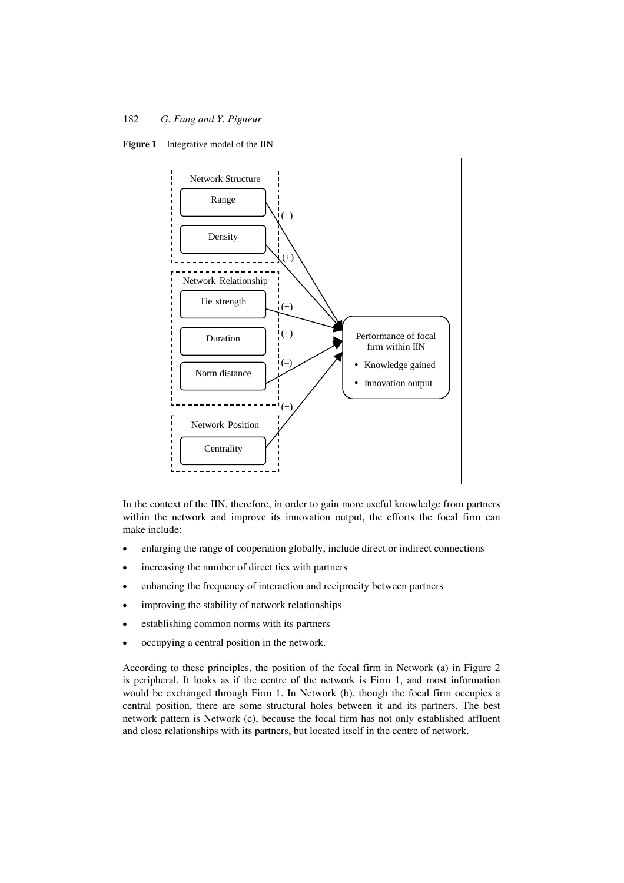**Figure 1** Integrative model of the IIN

In the context of the IIN, therefore, in order to gain more useful knowledge from partners within the network and improve its innovation output, the efforts the focal firm can make include:

- enlarging the range of cooperation globally, include direct or indirect connections
- increasing the number of direct ties with partners
- enhancing the frequency of interaction and reciprocity between partners
- improving the stability of network relationships
- establishing common norms with its partners
- occupying a central position in the network.

According to these principles, the position of the focal firm in Network (a) in Figure 2 is peripheral. It looks as if the centre of the network is Firm 1, and most information would be exchanged through Firm 1. In Network (b), though the focal firm occupies a central position, there are some structural holes between it and its partners. The best network pattern is Network (c), because the focal firm has not only established affluent and close relationships with its partners, but located itself in the centre of network.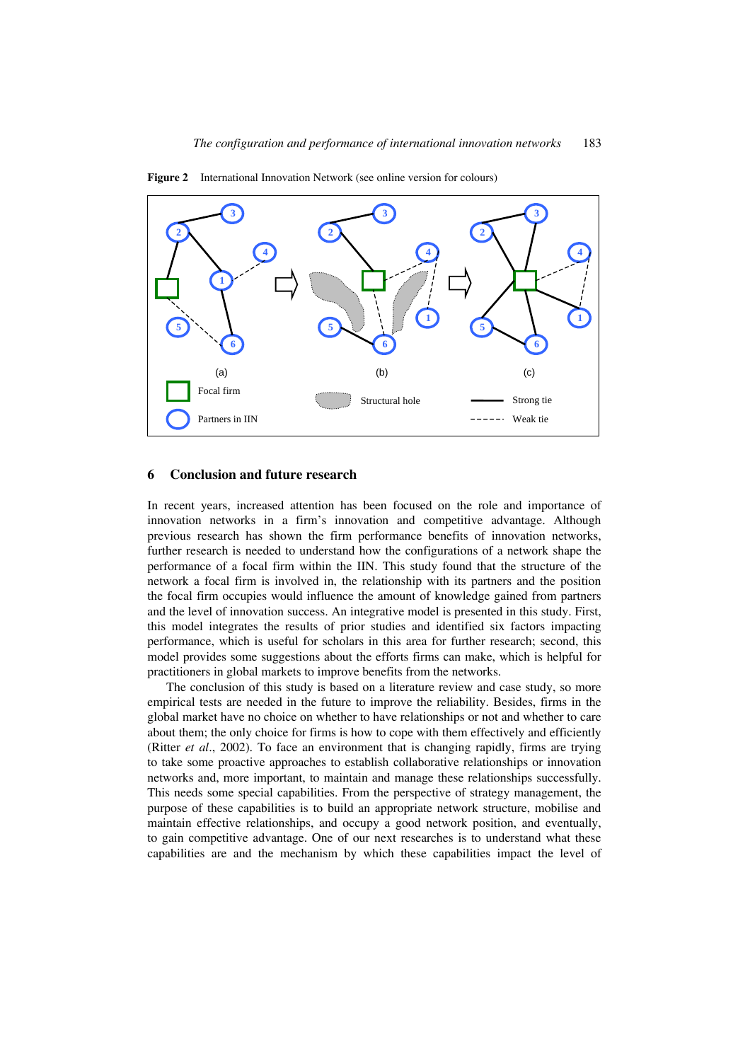**Figure 2** International Innovation Network (see online version for colours)

(a)

(b)

(c)

Focal firm

Partners in IIN

Structural hole

Strong tie

Weak tie

## 6 Conclusion and future research

In recent years, increased attention has been focused on the role and importance of innovation networks in a firm's innovation and competitive advantage. Although previous research has shown the firm performance benefits of innovation networks, further research is needed to understand how the configurations of a network shape the performance of a focal firm within the IIN. This study found that the structure of the network a focal firm is involved in, the relationship with its partners and the position the focal firm occupies would influence the amount of knowledge gained from partners and the level of innovation success. An integrative model is presented in this study. First, this model integrates the results of prior studies and identified six factors impacting performance, which is useful for scholars in this area for further research; second, this model provides some suggestions about the efforts firms can make, which is helpful for practitioners in global markets to improve benefits from the networks.

The conclusion of this study is based on a literature review and case study, so more empirical tests are needed in the future to improve the reliability. Besides, firms in the global market have no choice on whether to have relationships or not and whether to care about them; the only choice for firms is how to cope with them effectively and efficiently (Ritter *et al*., 2002). To face an environment that is changing rapidly, firms are trying to take some proactive approaches to establish collaborative relationships or innovation networks and, more important, to maintain and manage these relationships successfully. This needs some special capabilities. From the perspective of strategy management, the purpose of these capabilities is to build an appropriate network structure, mobilise and maintain effective relationships, and occupy a good network position, and eventually, to gain competitive advantage. One of our next researches is to understand what these capabilities are and the mechanism by which these capabilities impact the level of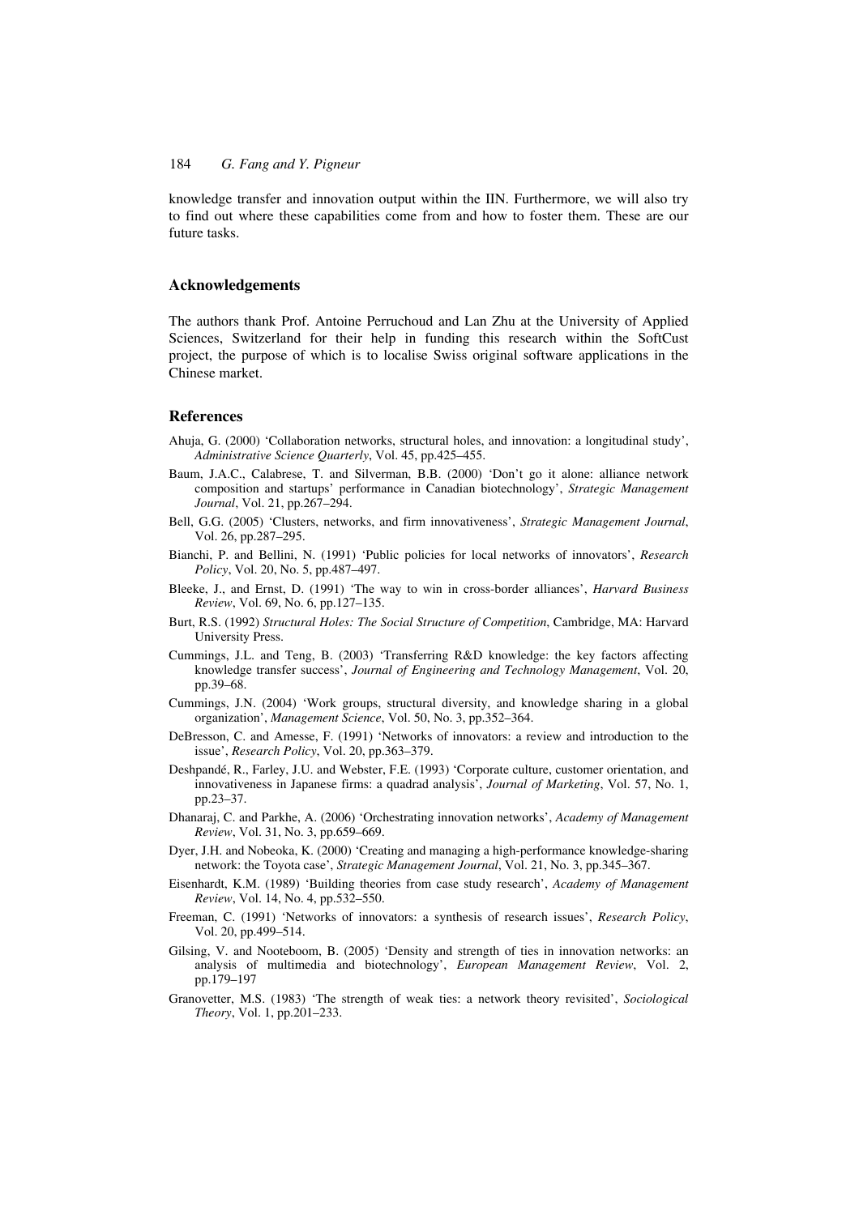knowledge transfer and innovation output within the IIN. Furthermore, we will also try to find out where these capabilities come from and how to foster them. These are our future tasks.

## Acknowledgements

The authors thank Prof. Antoine Perruchoud and Lan Zhu at the University of Applied Sciences, Switzerland for their help in funding this research within the SoftCust project, the purpose of which is to localise Swiss original software applications in the Chinese market.

## References

Ahuja, G. (2000) 'Collaboration networks, structural holes, and innovation: a longitudinal study', *Administrative Science Quarterly*, Vol. 45, pp.425–455.

Baum, J.A.C., Calabrese, T. and Silverman, B.B. (2000) 'Don't go it alone: alliance network composition and startups' performance in Canadian biotechnology', *Strategic Management Journal*, Vol. 21, pp.267–294.

Bell, G.G. (2005) 'Clusters, networks, and firm innovativeness', *Strategic Management Journal*, Vol. 26, pp.287–295.

Bianchi, P. and Bellini, N. (1991) 'Public policies for local networks of innovators', *Research Policy*, Vol. 20, No. 5, pp.487–497.

Bleeke, J., and Ernst, D. (1991) 'The way to win in cross-border alliances', *Harvard Business Review*, Vol. 69, No. 6, pp.127–135.

Burt, R.S. (1992) *Structural Holes: The Social Structure of Competition*, Cambridge, MA: Harvard University Press.

Cummings, J.L. and Teng, B. (2003) 'Transferring R&D knowledge: the key factors affecting knowledge transfer success', *Journal of Engineering and Technology Management*, Vol. 20, pp.39–68.

Cummings, J.N. (2004) 'Work groups, structural diversity, and knowledge sharing in a global organization', *Management Science*, Vol. 50, No. 3, pp.352–364.

DeBresson, C. and Amesse, F. (1991) 'Networks of innovators: a review and introduction to the issue', *Research Policy*, Vol. 20, pp.363–379.

Deshpandé, R., Farley, J.U. and Webster, F.E. (1993) 'Corporate culture, customer orientation, and innovativeness in Japanese firms: a quadrad analysis', *Journal of Marketing*, Vol. 57, No. 1, pp.23–37.

Dhanaraj, C. and Parkhe, A. (2006) 'Orchestrating innovation networks', *Academy of Management Review*, Vol. 31, No. 3, pp.659–669.

Dyer, J.H. and Nobeoka, K. (2000) 'Creating and managing a high-performance knowledge-sharing network: the Toyota case', *Strategic Management Journal*, Vol. 21, No. 3, pp.345–367.

Eisenhardt, K.M. (1989) 'Building theories from case study research', *Academy of Management Review*, Vol. 14, No. 4, pp.532–550.

Freeman, C. (1991) 'Networks of innovators: a synthesis of research issues', *Research Policy*, Vol. 20, pp.499–514.

Gilsing, V. and Nooteboom, B. (2005) 'Density and strength of ties in innovation networks: an analysis of multimedia and biotechnology', *European Management Review*, Vol. 2, pp.179–197

Granovetter, M.S. (1983) 'The strength of weak ties: a network theory revisited', *Sociological Theory*, Vol. 1, pp.201–233.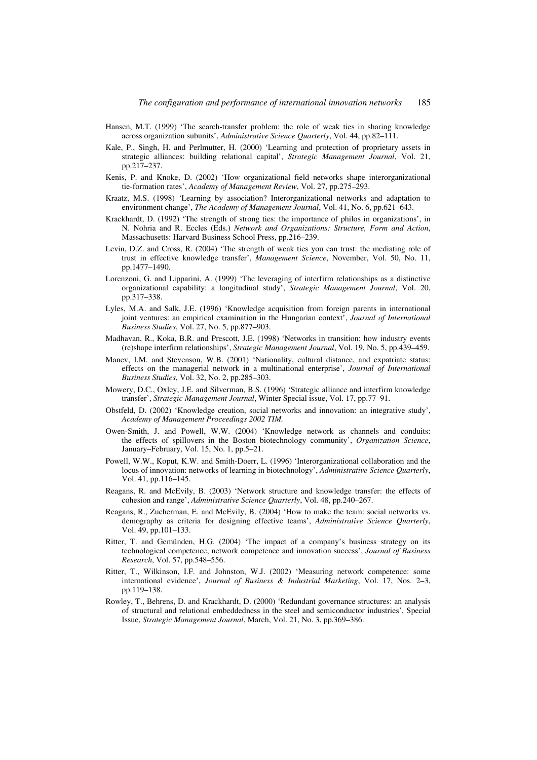Hansen, M.T. (1999) 'The search-transfer problem: the role of weak ties in sharing knowledge across organization subunits', *Administrative Science Quarterly*, Vol. 44, pp.82–111.

Kale, P., Singh, H. and Perlmutter, H. (2000) 'Learning and protection of proprietary assets in strategic alliances: building relational capital', *Strategic Management Journal*, Vol. 21, pp.217–237.

Kenis, P. and Knoke, D. (2002) 'How organizational field networks shape interorganizational tie-formation rates', *Academy of Management Review*, Vol. 27, pp.275–293.

Kraatz, M.S. (1998) 'Learning by association? Interorganizational networks and adaptation to environment change', *The Academy of Management Journal*, Vol. 41, No. 6, pp.621–643.

Krackhardt, D. (1992) 'The strength of strong ties: the importance of philos in organizations', in N. Nohria and R. Eccles (Eds.) *Network and Organizations: Structure, Form and Action*, Massachusetts: Harvard Business School Press, pp.216–239.

Levin, D.Z. and Cross, R. (2004) 'The strength of weak ties you can trust: the mediating role of trust in effective knowledge transfer', *Management Science*, November, Vol. 50, No. 11, pp.1477–1490.

Lorenzoni, G. and Lipparini, A. (1999) 'The leveraging of interfirm relationships as a distinctive organizational capability: a longitudinal study', *Strategic Management Journal*, Vol. 20, pp.317–338.

Lyles, M.A. and Salk, J.E. (1996) 'Knowledge acquisition from foreign parents in international joint ventures: an empirical examination in the Hungarian context', *Journal of International Business Studies*, Vol. 27, No. 5, pp.877–903.

Madhavan, R., Koka, B.R. and Prescott, J.E. (1998) 'Networks in transition: how industry events (re)shape interfirm relationships', *Strategic Management Journal*, Vol. 19, No. 5, pp.439–459.

Manev, I.M. and Stevenson, W.B. (2001) 'Nationality, cultural distance, and expatriate status: effects on the managerial network in a multinational enterprise', *Journal of International Business Studies*, Vol. 32, No. 2, pp.285–303.

Mowery, D.C., Oxley, J.E. and Silverman, B.S. (1996) 'Strategic alliance and interfirm knowledge transfer', *Strategic Management Journal*, Winter Special issue, Vol. 17, pp.77–91.

Obstfeld, D. (2002) 'Knowledge creation, social networks and innovation: an integrative study', *Academy of Management Proceedings 2002 TIM.*

Owen-Smith, J. and Powell, W.W. (2004) 'Knowledge network as channels and conduits: the effects of spillovers in the Boston biotechnology community', *Organization Science*, January–February, Vol. 15, No. 1, pp.5–21.

Powell, W.W., Koput, K.W. and Smith-Doerr, L. (1996) 'Interorganizational collaboration and the locus of innovation: networks of learning in biotechnology', *Administrative Science Quarterly*, Vol. 41, pp.116–145.

Reagans, R. and McEvily, B. (2003) 'Network structure and knowledge transfer: the effects of cohesion and range', *Administrative Science Quarterly*, Vol. 48, pp.240–267.

Reagans, R., Zucherman, E. and McEvily, B. (2004) 'How to make the team: social networks vs. demography as criteria for designing effective teams', *Administrative Science Quarterly*, Vol. 49, pp.101–133.

Ritter, T. and Gemünden, H.G. (2004) 'The impact of a company's business strategy on its technological competence, network competence and innovation success', *Journal of Business Research*, Vol. 57, pp.548–556.

Ritter, T., Wilkinson, I.F. and Johnston, W.J. (2002) 'Measuring network competence: some international evidence', *Journal of Business & Industrial Marketing*, Vol. 17, Nos. 2–3, pp.119–138.

Rowley, T., Behrens, D. and Krackhardt, D. (2000) 'Redundant governance structures: an analysis of structural and relational embeddedness in the steel and semiconductor industries', Special Issue, *Strategic Management Journal*, March, Vol. 21, No. 3, pp.369–386.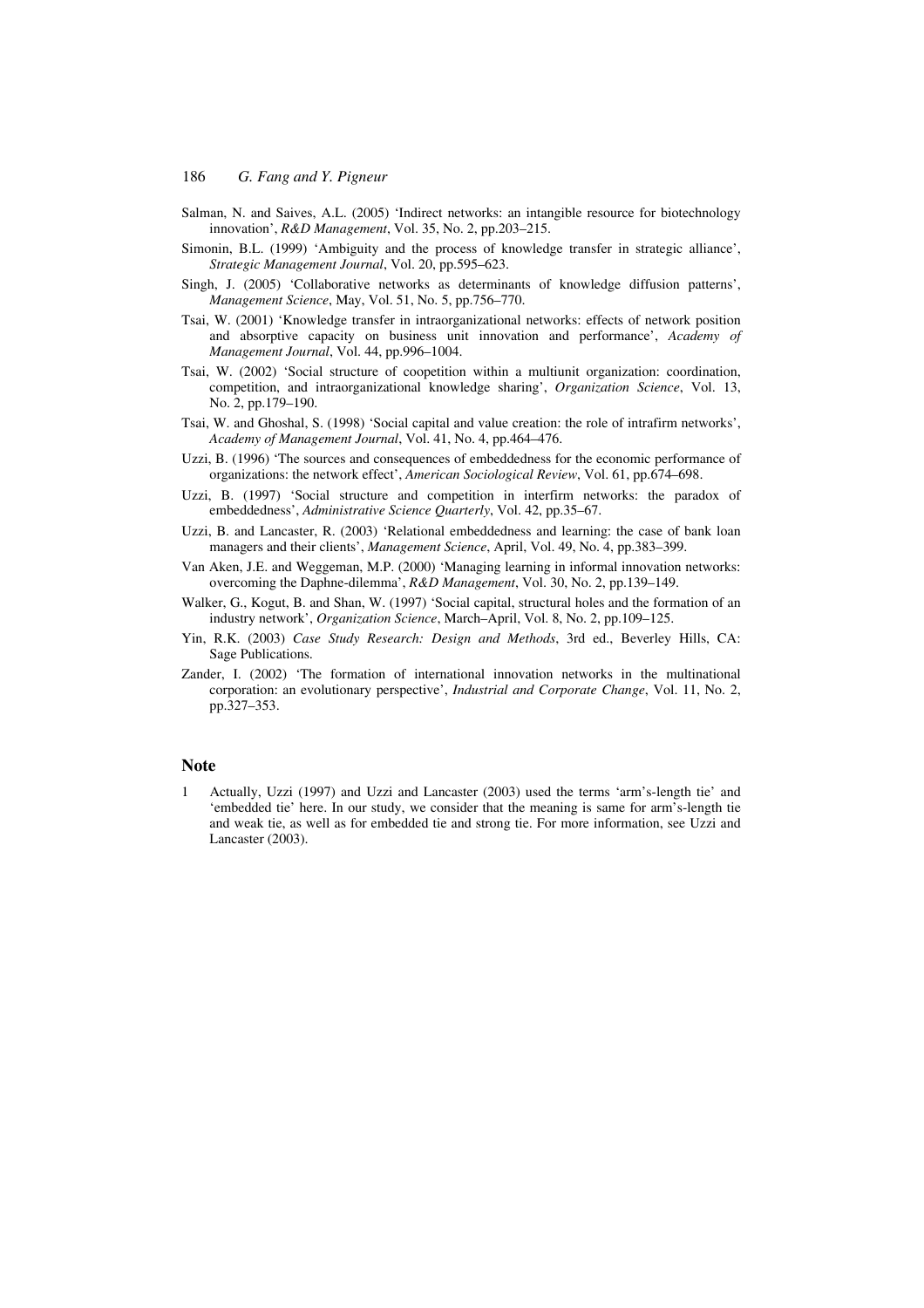Salman, N. and Saives, A.L. (2005) 'Indirect networks: an intangible resource for biotechnology innovation', *R&D Management*, Vol. 35, No. 2, pp.203–215.

Simonin, B.L. (1999) 'Ambiguity and the process of knowledge transfer in strategic alliance', *Strategic Management Journal*, Vol. 20, pp.595–623.

Singh, J. (2005) 'Collaborative networks as determinants of knowledge diffusion patterns', *Management Science*, May, Vol. 51, No. 5, pp.756–770.

Tsai, W. (2001) 'Knowledge transfer in intraorganizational networks: effects of network position and absorptive capacity on business unit innovation and performance', *Academy of Management Journal*, Vol. 44, pp.996–1004.

Tsai, W. (2002) 'Social structure of coopetition within a multiunit organization: coordination, competition, and intraorganizational knowledge sharing', *Organization Science*, Vol. 13, No. 2, pp.179–190.

Tsai, W. and Ghoshal, S. (1998) 'Social capital and value creation: the role of intrafirm networks', *Academy of Management Journal*, Vol. 41, No. 4, pp.464–476.

Uzzi, B. (1996) 'The sources and consequences of embeddedness for the economic performance of organizations: the network effect', *American Sociological Review*, Vol. 61, pp.674–698.

Uzzi, B. (1997) 'Social structure and competition in interfirm networks: the paradox of embeddedness', *Administrative Science Quarterly*, Vol. 42, pp.35–67.

Uzzi, B. and Lancaster, R. (2003) 'Relational embeddedness and learning: the case of bank loan managers and their clients', *Management Science*, April, Vol. 49, No. 4, pp.383–399.

Van Aken, J.E. and Weggeman, M.P. (2000) 'Managing learning in informal innovation networks: overcoming the Daphne-dilemma', *R&D Management*, Vol. 30, No. 2, pp.139–149.

Walker, G., Kogut, B. and Shan, W. (1997) 'Social capital, structural holes and the formation of an industry network', *Organization Science*, March–April, Vol. 8, No. 2, pp.109–125.

Yin, R.K. (2003) *Case Study Research: Design and Methods*, 3rd ed., Beverley Hills, CA: Sage Publications.

Zander, I. (2002) 'The formation of international innovation networks in the multinational corporation: an evolutionary perspective', *Industrial and Corporate Change*, Vol. 11, No. 2, pp.327–353.

## Note

1 Actually, Uzzi (1997) and Uzzi and Lancaster (2003) used the terms 'arm's-length tie' and 'embedded tie' here. In our study, we consider that the meaning is same for arm's-length tie and weak tie, as well as for embedded tie and strong tie. For more information, see Uzzi and Lancaster (2003).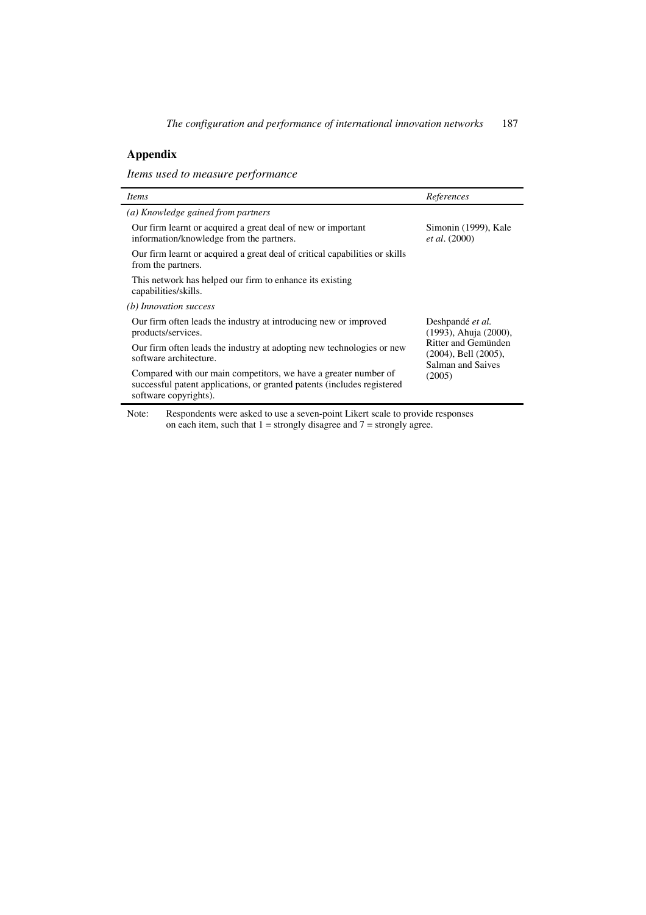## Appendix

*Items used to measure performance*

| *Items* | *References* |
|---|---|
| *(a) Knowledge gained from partners* | |
| Our firm learnt or acquired a great deal of new or important information/knowledge from the partners. | Simonin (1999), Kale *et al*. (2000) |
| Our firm learnt or acquired a great deal of critical capabilities or skills from the partners. | |
| This network has helped our firm to enhance its existing capabilities/skills. | |
| *(b) Innovation success* | |
| Our firm often leads the industry at introducing new or improved products/services. | Deshpandé *et al.* (1993), Ahuja (2000), Ritter and Gemünden (2004), Bell (2005), Salman and Saives (2005) |
| Our firm often leads the industry at adopting new technologies or new software architecture. | |
| Compared with our main competitors, we have a greater number of successful patent applications, or granted patents (includes registered software copyrights). | |

Note: Respondents were asked to use a seven-point Likert scale to provide responses on each item, such that 1 = strongly disagree and 7 = strongly agree.